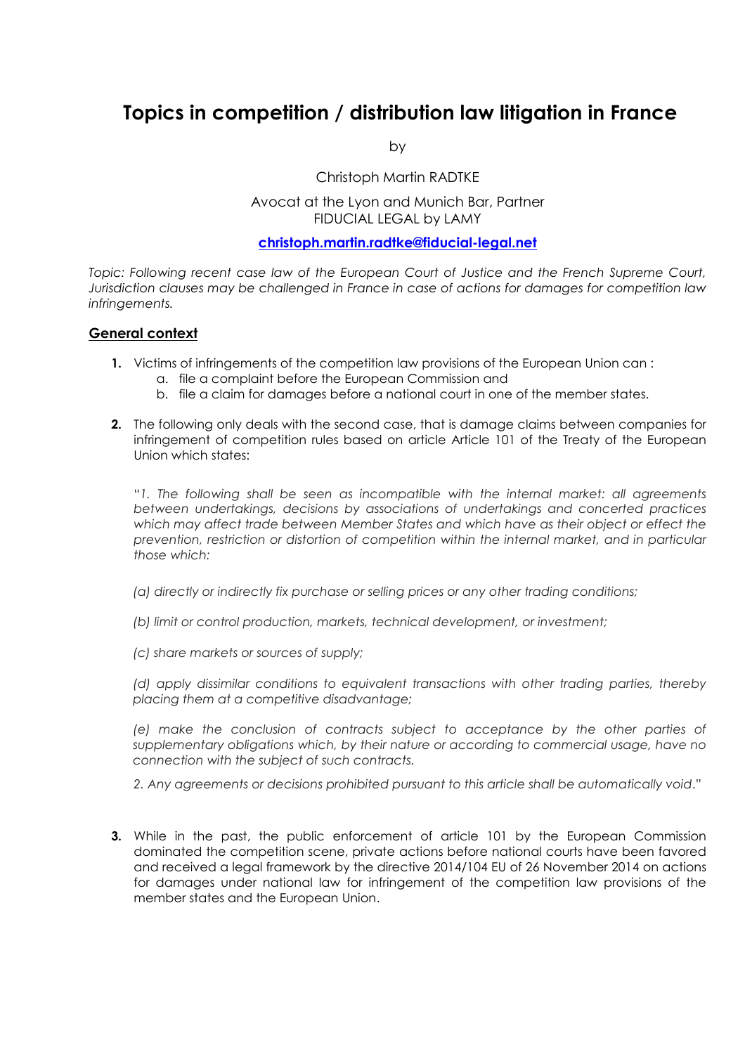# Topics in competition / distribution law litigation in France

by

Christoph Martin RADTKE

Avocat at the Lyon and Munich Bar, Partner
FIDUCIAL LEGAL by LAMY

**christoph.martin.radtke@fiducial-legal.net**

*Topic: Following recent case law of the European Court of Justice and the French Supreme Court, Jurisdiction clauses may be challenged in France in case of actions for damages for competition law infringements.*

## General context

1. Victims of infringements of the competition law provisions of the European Union can :
   a. file a complaint before the European Commission and
   b. file a claim for damages before a national court in one of the member states.

2. The following only deals with the second case, that is damage claims between companies for infringement of competition rules based on article Article 101 of the Treaty of the European Union which states:

   "*1. The following shall be seen as incompatible with the internal market: all agreements between undertakings, decisions by associations of undertakings and concerted practices which may affect trade between Member States and which have as their object or effect the prevention, restriction or distortion of competition within the internal market, and in particular those which:*

   *(a) directly or indirectly fix purchase or selling prices or any other trading conditions;*

   *(b) limit or control production, markets, technical development, or investment;*

   *(c) share markets or sources of supply;*

   *(d) apply dissimilar conditions to equivalent transactions with other trading parties, thereby placing them at a competitive disadvantage;*

   *(e) make the conclusion of contracts subject to acceptance by the other parties of supplementary obligations which, by their nature or according to commercial usage, have no connection with the subject of such contracts.*

   *2. Any agreements or decisions prohibited pursuant to this article shall be automatically void*."

3. While in the past, the public enforcement of article 101 by the European Commission dominated the competition scene, private actions before national courts have been favored and received a legal framework by the directive 2014/104 EU of 26 November 2014 on actions for damages under national law for infringement of the competition law provisions of the member states and the European Union.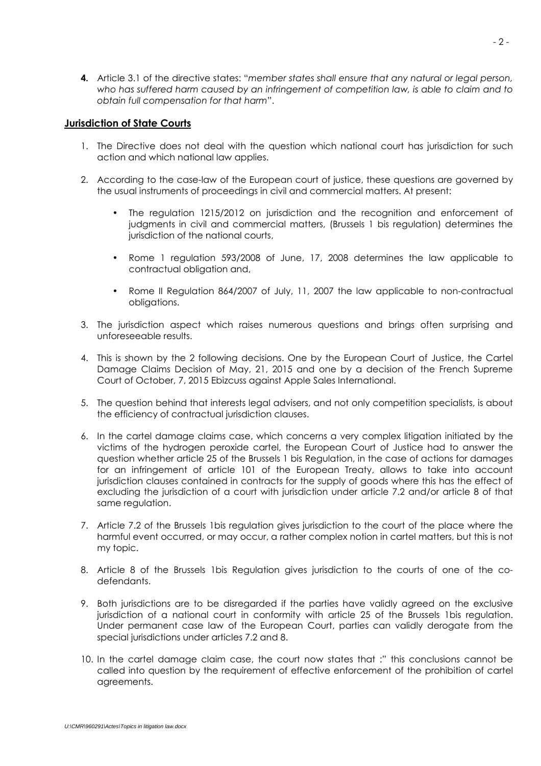**4.** Article 3.1 of the directive states: "*member states shall ensure that any natural or legal person, who has suffered harm caused by an infringement of competition law, is able to claim and to obtain full compensation for that harm*".

## Jurisdiction of State Courts

1. The Directive does not deal with the question which national court has jurisdiction for such action and which national law applies.

2. According to the case-law of the European court of justice, these questions are governed by the usual instruments of proceedings in civil and commercial matters. At present:

   - The regulation 1215/2012 on jurisdiction and the recognition and enforcement of judgments in civil and commercial matters, (Brussels 1 bis regulation) determines the jurisdiction of the national courts,

   - Rome 1 regulation 593/2008 of June, 17, 2008 determines the law applicable to contractual obligation and,

   - Rome II Regulation 864/2007 of July, 11, 2007 the law applicable to non-contractual obligations.

3. The jurisdiction aspect which raises numerous questions and brings often surprising and unforeseeable results.

4. This is shown by the 2 following decisions. One by the European Court of Justice, the Cartel Damage Claims Decision of May, 21, 2015 and one by a decision of the French Supreme Court of October, 7, 2015 Ebizcuss against Apple Sales International.

5. The question behind that interests legal advisers, and not only competition specialists, is about the efficiency of contractual jurisdiction clauses.

6. In the cartel damage claims case, which concerns a very complex litigation initiated by the victims of the hydrogen peroxide cartel, the European Court of Justice had to answer the question whether article 25 of the Brussels 1 bis Regulation, in the case of actions for damages for an infringement of article 101 of the European Treaty, allows to take into account jurisdiction clauses contained in contracts for the supply of goods where this has the effect of excluding the jurisdiction of a court with jurisdiction under article 7.2 and/or article 8 of that same regulation.

7. Article 7.2 of the Brussels 1bis regulation gives jurisdiction to the court of the place where the harmful event occurred, or may occur, a rather complex notion in cartel matters, but this is not my topic.

8. Article 8 of the Brussels 1bis Regulation gives jurisdiction to the courts of one of the co-defendants.

9. Both jurisdictions are to be disregarded if the parties have validly agreed on the exclusive jurisdiction of a national court in conformity with article 25 of the Brussels 1bis regulation. Under permanent case law of the European Court, parties can validly derogate from the special jurisdictions under articles 7.2 and 8.

10. In the cartel damage claim case, the court now states that :" this conclusions cannot be called into question by the requirement of effective enforcement of the prohibition of cartel agreements.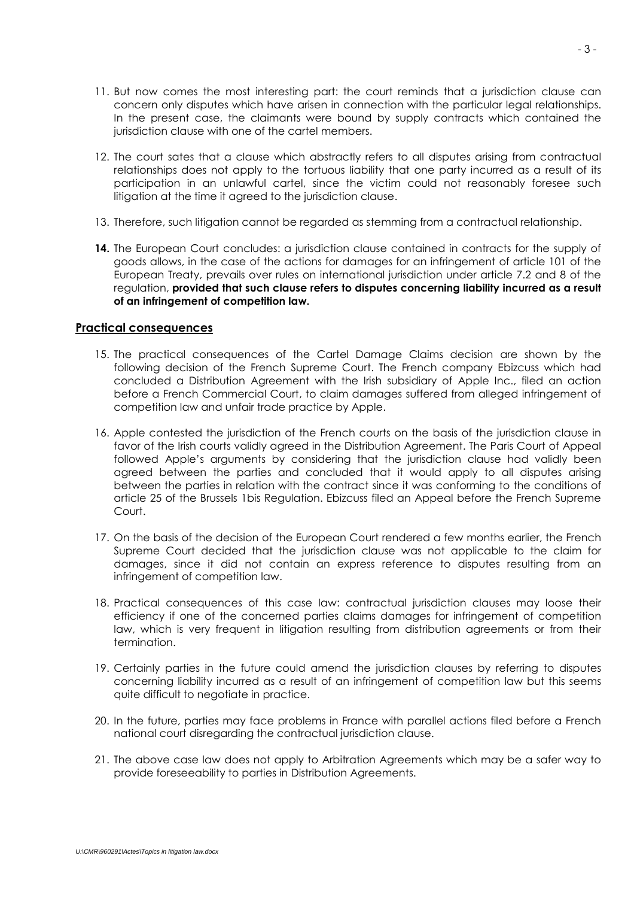11. But now comes the most interesting part: the court reminds that a jurisdiction clause can concern only disputes which have arisen in connection with the particular legal relationships. In the present case, the claimants were bound by supply contracts which contained the jurisdiction clause with one of the cartel members.

12. The court sates that a clause which abstractly refers to all disputes arising from contractual relationships does not apply to the tortuous liability that one party incurred as a result of its participation in an unlawful cartel, since the victim could not reasonably foresee such litigation at the time it agreed to the jurisdiction clause.

13. Therefore, such litigation cannot be regarded as stemming from a contractual relationship.

**14.** The European Court concludes: a jurisdiction clause contained in contracts for the supply of goods allows, in the case of the actions for damages for an infringement of article 101 of the European Treaty, prevails over rules on international jurisdiction under article 7.2 and 8 of the regulation, **provided that such clause refers to disputes concerning liability incurred as a result of an infringement of competition law.**

## Practical consequences

15. The practical consequences of the Cartel Damage Claims decision are shown by the following decision of the French Supreme Court. The French company Ebizcuss which had concluded a Distribution Agreement with the Irish subsidiary of Apple Inc., filed an action before a French Commercial Court, to claim damages suffered from alleged infringement of competition law and unfair trade practice by Apple.

16. Apple contested the jurisdiction of the French courts on the basis of the jurisdiction clause in favor of the Irish courts validly agreed in the Distribution Agreement. The Paris Court of Appeal followed Apple's arguments by considering that the jurisdiction clause had validly been agreed between the parties and concluded that it would apply to all disputes arising between the parties in relation with the contract since it was conforming to the conditions of article 25 of the Brussels 1bis Regulation. Ebizcuss filed an Appeal before the French Supreme Court.

17. On the basis of the decision of the European Court rendered a few months earlier, the French Supreme Court decided that the jurisdiction clause was not applicable to the claim for damages, since it did not contain an express reference to disputes resulting from an infringement of competition law.

18. Practical consequences of this case law: contractual jurisdiction clauses may loose their efficiency if one of the concerned parties claims damages for infringement of competition law, which is very frequent in litigation resulting from distribution agreements or from their termination.

19. Certainly parties in the future could amend the jurisdiction clauses by referring to disputes concerning liability incurred as a result of an infringement of competition law but this seems quite difficult to negotiate in practice.

20. In the future, parties may face problems in France with parallel actions filed before a French national court disregarding the contractual jurisdiction clause.

21. The above case law does not apply to Arbitration Agreements which may be a safer way to provide foreseeability to parties in Distribution Agreements.